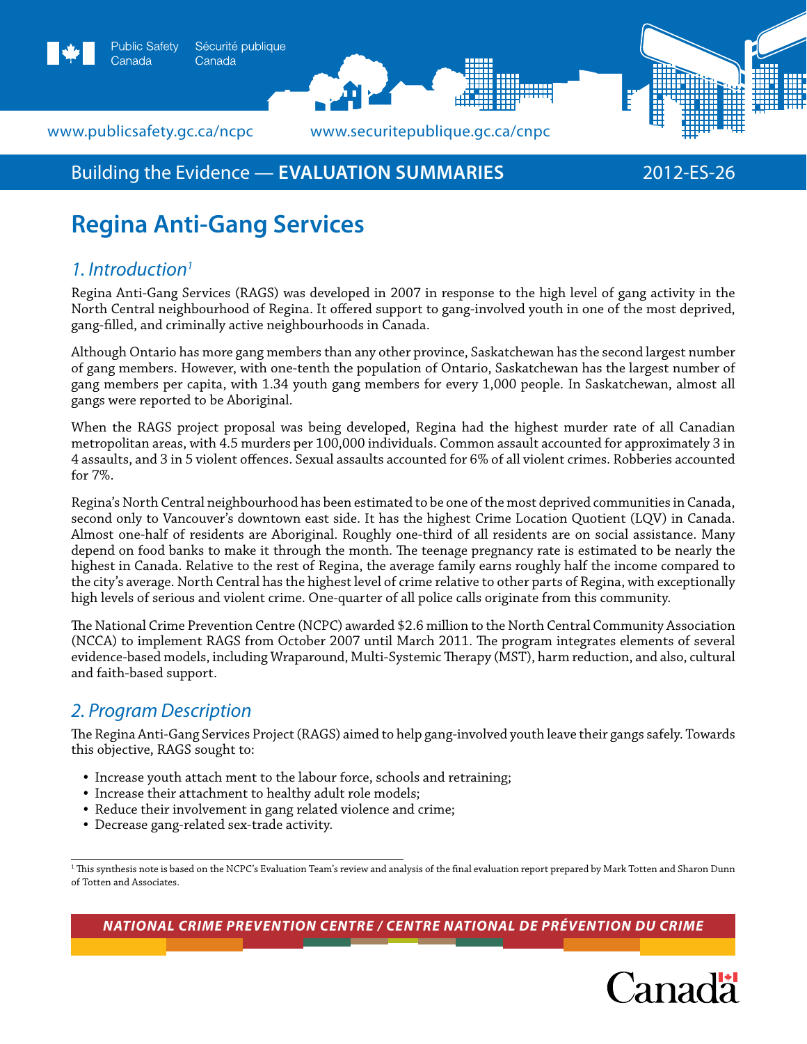Building the Evidence — **EVALUATION SUMMARIES** 2012-ES-26

# Regina Anti-Gang Services

## *1. Introduction*[1]

Regina Anti-Gang Services (RAGS) was developed in 2007 in response to the high level of gang activity in the North Central neighbourhood of Regina. It offered support to gang-involved youth in one of the most deprived, gang-filled, and criminally active neighbourhoods in Canada.

Although Ontario has more gang members than any other province, Saskatchewan has the second largest number of gang members. However, with one-tenth the population of Ontario, Saskatchewan has the largest number of gang members per capita, with 1.34 youth gang members for every 1,000 people. In Saskatchewan, almost all gangs were reported to be Aboriginal.

When the RAGS project proposal was being developed, Regina had the highest murder rate of all Canadian metropolitan areas, with 4.5 murders per 100,000 individuals. Common assault accounted for approximately 3 in 4 assaults, and 3 in 5 violent offences. Sexual assaults accounted for 6% of all violent crimes. Robberies accounted for 7%.

Regina's North Central neighbourhood has been estimated to be one of the most deprived communities in Canada, second only to Vancouver's downtown east side. It has the highest Crime Location Quotient (LQV) in Canada. Almost one-half of residents are Aboriginal. Roughly one-third of all residents are on social assistance. Many depend on food banks to make it through the month. The teenage pregnancy rate is estimated to be nearly the highest in Canada. Relative to the rest of Regina, the average family earns roughly half the income compared to the city's average. North Central has the highest level of crime relative to other parts of Regina, with exceptionally high levels of serious and violent crime. One-quarter of all police calls originate from this community.

The National Crime Prevention Centre (NCPC) awarded $2.6 million to the North Central Community Association (NCCA) to implement RAGS from October 2007 until March 2011. The program integrates elements of several evidence-based models, including Wraparound, Multi-Systemic Therapy (MST), harm reduction, and also, cultural and faith-based support.

## *2. Program Description*

The Regina Anti-Gang Services Project (RAGS) aimed to help gang-involved youth leave their gangs safely. Towards this objective, RAGS sought to:

- Increase youth attach ment to the labour force, schools and retraining;
- Increase their attachment to healthy adult role models;
- Reduce their involvement in gang related violence and crime;
- Decrease gang-related sex-trade activity.

[1] This synthesis note is based on the NCPC's Evaluation Team's review and analysis of the final evaluation report prepared by Mark Totten and Sharon Dunn of Totten and Associates.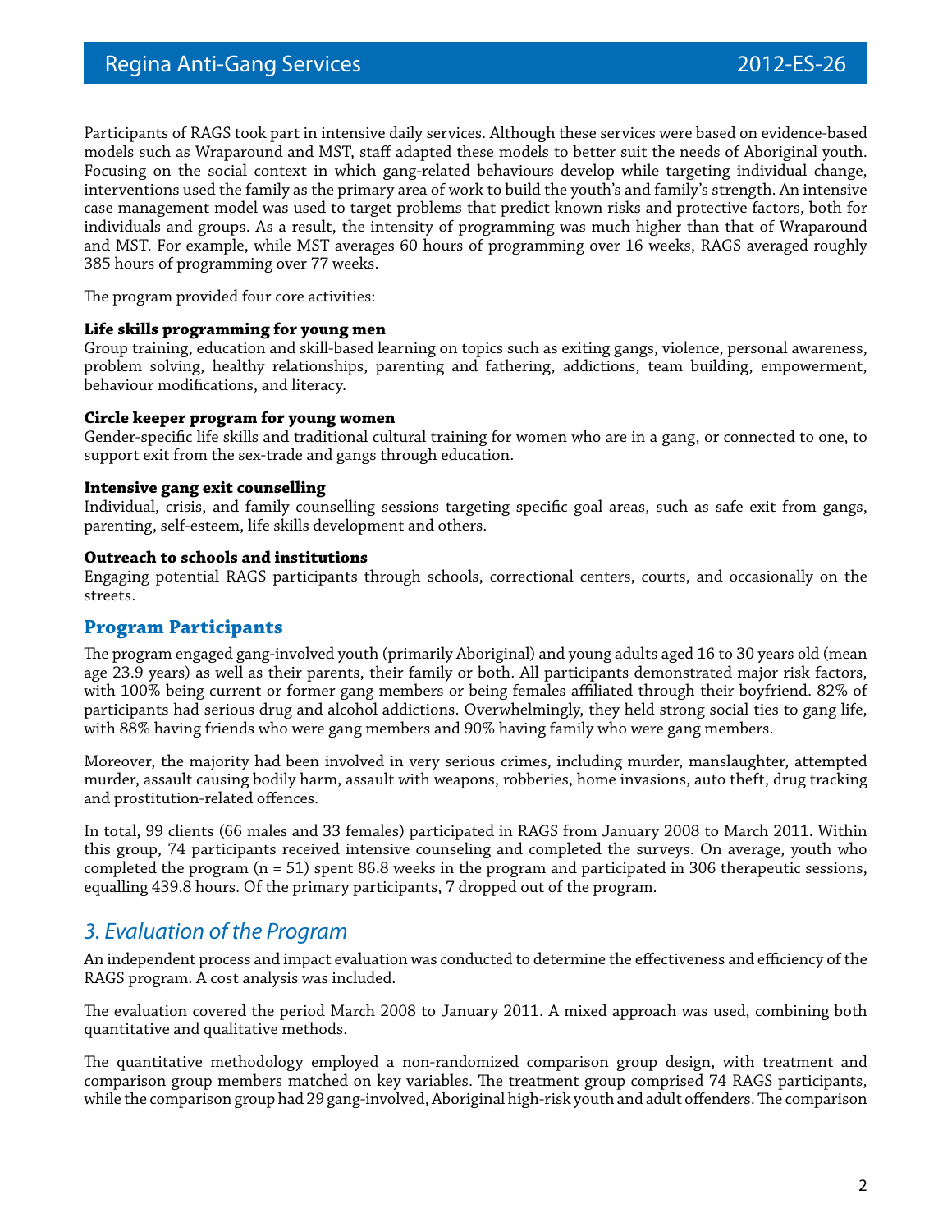Participants of RAGS took part in intensive daily services. Although these services were based on evidence-based models such as Wraparound and MST, staff adapted these models to better suit the needs of Aboriginal youth. Focusing on the social context in which gang-related behaviours develop while targeting individual change, interventions used the family as the primary area of work to build the youth's and family's strength. An intensive case management model was used to target problems that predict known risks and protective factors, both for individuals and groups. As a result, the intensity of programming was much higher than that of Wraparound and MST. For example, while MST averages 60 hours of programming over 16 weeks, RAGS averaged roughly 385 hours of programming over 77 weeks.

The program provided four core activities:

**Life skills programming for young men**
Group training, education and skill-based learning on topics such as exiting gangs, violence, personal awareness, problem solving, healthy relationships, parenting and fathering, addictions, team building, empowerment, behaviour modifications, and literacy.

**Circle keeper program for young women**
Gender-specific life skills and traditional cultural training for women who are in a gang, or connected to one, to support exit from the sex-trade and gangs through education.

**Intensive gang exit counselling**
Individual, crisis, and family counselling sessions targeting specific goal areas, such as safe exit from gangs, parenting, self-esteem, life skills development and others.

**Outreach to schools and institutions**
Engaging potential RAGS participants through schools, correctional centers, courts, and occasionally on the streets.

## Program Participants

The program engaged gang-involved youth (primarily Aboriginal) and young adults aged 16 to 30 years old (mean age 23.9 years) as well as their parents, their family or both. All participants demonstrated major risk factors, with 100% being current or former gang members or being females affiliated through their boyfriend. 82% of participants had serious drug and alcohol addictions. Overwhelmingly, they held strong social ties to gang life, with 88% having friends who were gang members and 90% having family who were gang members.

Moreover, the majority had been involved in very serious crimes, including murder, manslaughter, attempted murder, assault causing bodily harm, assault with weapons, robberies, home invasions, auto theft, drug tracking and prostitution-related offences.

In total, 99 clients (66 males and 33 females) participated in RAGS from January 2008 to March 2011. Within this group, 74 participants received intensive counseling and completed the surveys. On average, youth who completed the program (n = 51) spent 86.8 weeks in the program and participated in 306 therapeutic sessions, equalling 439.8 hours. Of the primary participants, 7 dropped out of the program.

# *3. Evaluation of the Program*

An independent process and impact evaluation was conducted to determine the effectiveness and efficiency of the RAGS program. A cost analysis was included.

The evaluation covered the period March 2008 to January 2011. A mixed approach was used, combining both quantitative and qualitative methods.

The quantitative methodology employed a non-randomized comparison group design, with treatment and comparison group members matched on key variables. The treatment group comprised 74 RAGS participants, while the comparison group had 29 gang-involved, Aboriginal high-risk youth and adult offenders. The comparison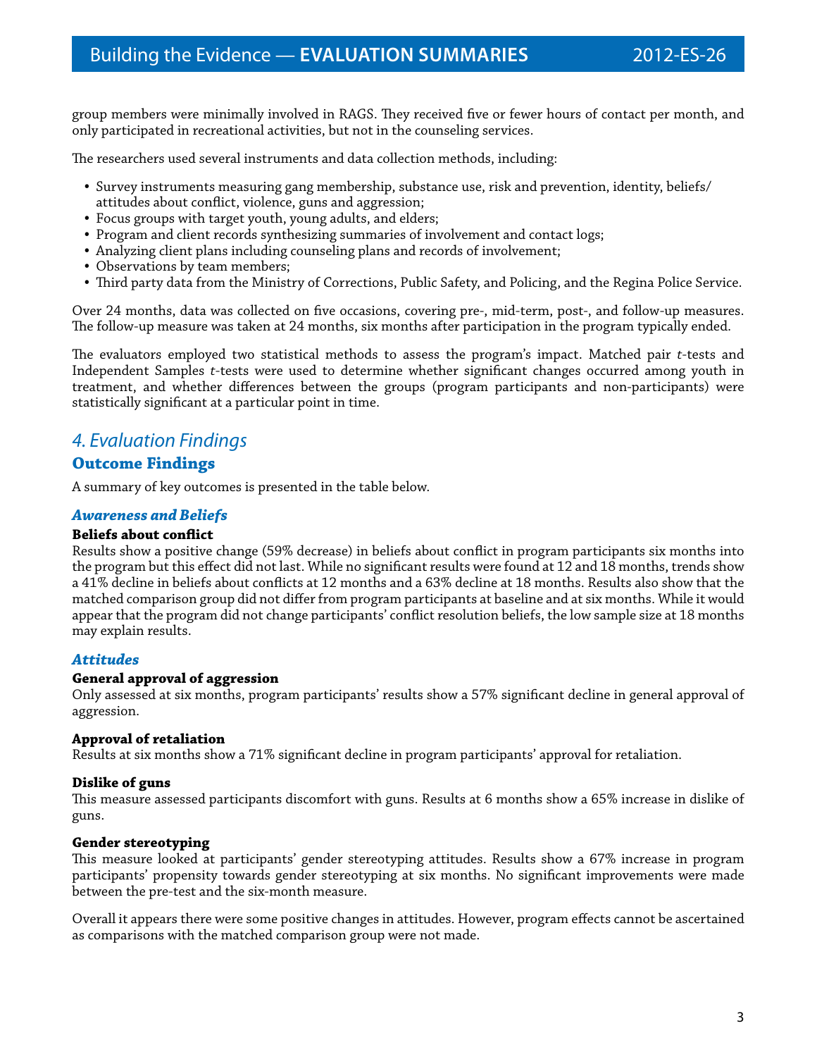group members were minimally involved in RAGS. They received five or fewer hours of contact per month, and only participated in recreational activities, but not in the counseling services.

The researchers used several instruments and data collection methods, including:

- Survey instruments measuring gang membership, substance use, risk and prevention, identity, beliefs/attitudes about conflict, violence, guns and aggression;
- Focus groups with target youth, young adults, and elders;
- Program and client records synthesizing summaries of involvement and contact logs;
- Analyzing client plans including counseling plans and records of involvement;
- Observations by team members;
- Third party data from the Ministry of Corrections, Public Safety, and Policing, and the Regina Police Service.

Over 24 months, data was collected on five occasions, covering pre-, mid-term, post-, and follow-up measures. The follow-up measure was taken at 24 months, six months after participation in the program typically ended.

The evaluators employed two statistical methods to assess the program's impact. Matched pair *t*-tests and Independent Samples *t*-tests were used to determine whether significant changes occurred among youth in treatment, and whether differences between the groups (program participants and non-participants) were statistically significant at a particular point in time.

## *4. Evaluation Findings*

### Outcome Findings

A summary of key outcomes is presented in the table below.

#### *Awareness and Beliefs*

**Beliefs about conflict**

Results show a positive change (59% decrease) in beliefs about conflict in program participants six months into the program but this effect did not last. While no significant results were found at 12 and 18 months, trends show a 41% decline in beliefs about conflicts at 12 months and a 63% decline at 18 months. Results also show that the matched comparison group did not differ from program participants at baseline and at six months. While it would appear that the program did not change participants' conflict resolution beliefs, the low sample size at 18 months may explain results.

#### *Attitudes*

**General approval of aggression**

Only assessed at six months, program participants' results show a 57% significant decline in general approval of aggression.

**Approval of retaliation**

Results at six months show a 71% significant decline in program participants' approval for retaliation.

**Dislike of guns**

This measure assessed participants discomfort with guns. Results at 6 months show a 65% increase in dislike of guns.

**Gender stereotyping**

This measure looked at participants' gender stereotyping attitudes. Results show a 67% increase in program participants' propensity towards gender stereotyping at six months. No significant improvements were made between the pre-test and the six-month measure.

Overall it appears there were some positive changes in attitudes. However, program effects cannot be ascertained as comparisons with the matched comparison group were not made.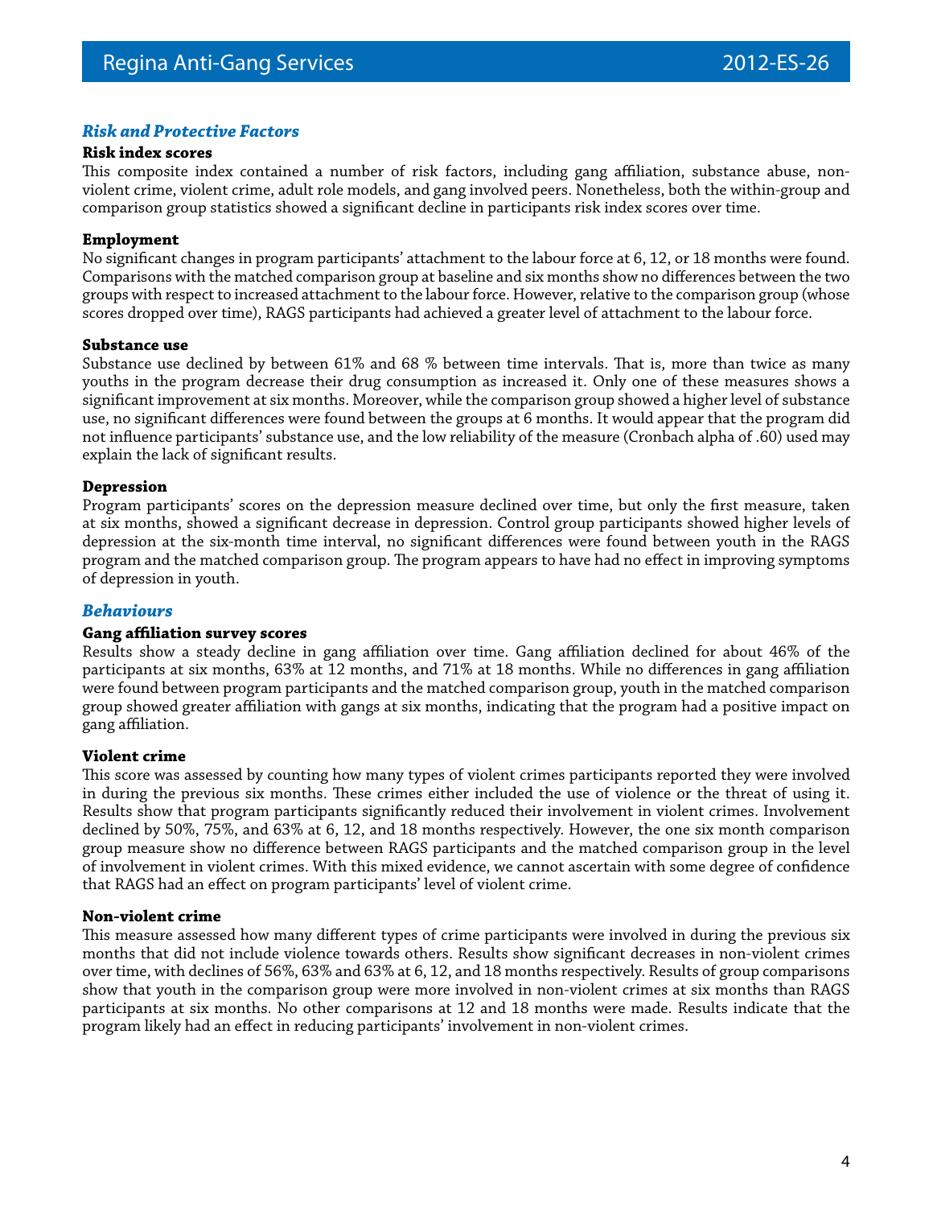## *Risk and Protective Factors*

**Risk index scores**

This composite index contained a number of risk factors, including gang affiliation, substance abuse, non-violent crime, violent crime, adult role models, and gang involved peers. Nonetheless, both the within-group and comparison group statistics showed a significant decline in participants risk index scores over time.

**Employment**

No significant changes in program participants' attachment to the labour force at 6, 12, or 18 months were found. Comparisons with the matched comparison group at baseline and six months show no differences between the two groups with respect to increased attachment to the labour force. However, relative to the comparison group (whose scores dropped over time), RAGS participants had achieved a greater level of attachment to the labour force.

**Substance use**

Substance use declined by between 61% and 68 % between time intervals. That is, more than twice as many youths in the program decrease their drug consumption as increased it. Only one of these measures shows a significant improvement at six months. Moreover, while the comparison group showed a higher level of substance use, no significant differences were found between the groups at 6 months. It would appear that the program did not influence participants' substance use, and the low reliability of the measure (Cronbach alpha of .60) used may explain the lack of significant results.

**Depression**

Program participants' scores on the depression measure declined over time, but only the first measure, taken at six months, showed a significant decrease in depression. Control group participants showed higher levels of depression at the six-month time interval, no significant differences were found between youth in the RAGS program and the matched comparison group. The program appears to have had no effect in improving symptoms of depression in youth.

## *Behaviours*

**Gang affiliation survey scores**

Results show a steady decline in gang affiliation over time. Gang affiliation declined for about 46% of the participants at six months, 63% at 12 months, and 71% at 18 months. While no differences in gang affiliation were found between program participants and the matched comparison group, youth in the matched comparison group showed greater affiliation with gangs at six months, indicating that the program had a positive impact on gang affiliation.

**Violent crime**

This score was assessed by counting how many types of violent crimes participants reported they were involved in during the previous six months. These crimes either included the use of violence or the threat of using it. Results show that program participants significantly reduced their involvement in violent crimes. Involvement declined by 50%, 75%, and 63% at 6, 12, and 18 months respectively. However, the one six month comparison group measure show no difference between RAGS participants and the matched comparison group in the level of involvement in violent crimes. With this mixed evidence, we cannot ascertain with some degree of confidence that RAGS had an effect on program participants' level of violent crime.

**Non-violent crime**

This measure assessed how many different types of crime participants were involved in during the previous six months that did not include violence towards others. Results show significant decreases in non-violent crimes over time, with declines of 56%, 63% and 63% at 6, 12, and 18 months respectively. Results of group comparisons show that youth in the comparison group were more involved in non-violent crimes at six months than RAGS participants at six months. No other comparisons at 12 and 18 months were made. Results indicate that the program likely had an effect in reducing participants' involvement in non-violent crimes.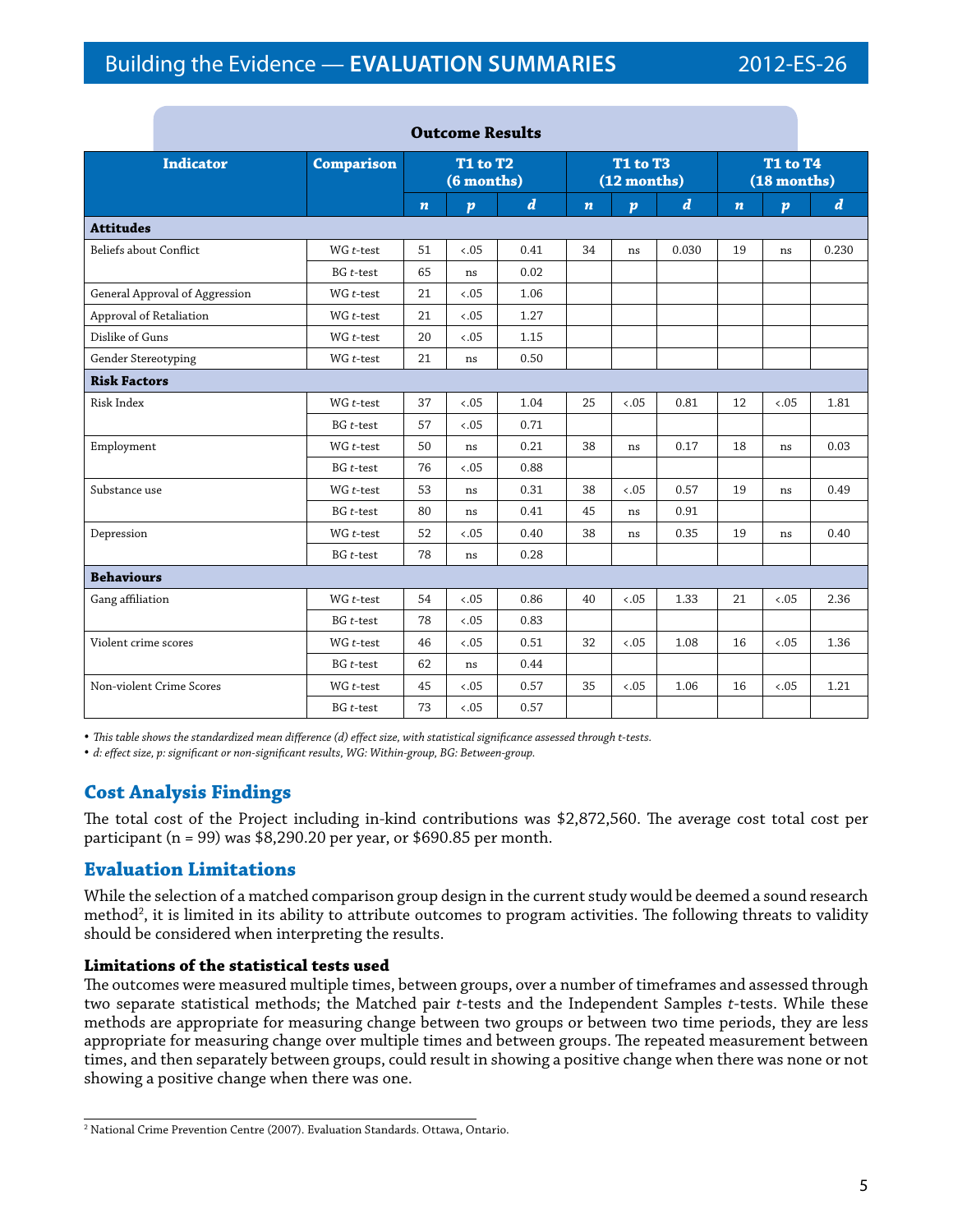**Outcome Results**

| Indicator | Comparison | T1 to T2 (6 months) | | | T1 to T3 (12 months) | | | T1 to T4 (18 months) | | |
|---|---|---|---|---|---|---|---|---|---|---|
| | | *n* | *p* | *d* | *n* | *p* | *d* | *n* | *p* | *d* |
| **Attitudes** | | | | | | | | | | |
| Beliefs about Conflict | WG *t*-test | 51 | <.05 | 0.41 | 34 | ns | 0.030 | 19 | ns | 0.230 |
| | BG *t*-test | 65 | ns | 0.02 | | | | | | |
| General Approval of Aggression | WG *t*-test | 21 | <.05 | 1.06 | | | | | | |
| Approval of Retaliation | WG *t*-test | 21 | <.05 | 1.27 | | | | | | |
| Dislike of Guns | WG *t*-test | 20 | <.05 | 1.15 | | | | | | |
| Gender Stereotyping | WG *t*-test | 21 | ns | 0.50 | | | | | | |
| **Risk Factors** | | | | | | | | | | |
| Risk Index | WG *t*-test | 37 | <.05 | 1.04 | 25 | <.05 | 0.81 | 12 | <.05 | 1.81 |
| | BG *t*-test | 57 | <.05 | 0.71 | | | | | | |
| Employment | WG *t*-test | 50 | ns | 0.21 | 38 | ns | 0.17 | 18 | ns | 0.03 |
| | BG *t*-test | 76 | <.05 | 0.88 | | | | | | |
| Substance use | WG *t*-test | 53 | ns | 0.31 | 38 | <.05 | 0.57 | 19 | ns | 0.49 |
| | BG *t*-test | 80 | ns | 0.41 | 45 | ns | 0.91 | | | |
| Depression | WG *t*-test | 52 | <.05 | 0.40 | 38 | ns | 0.35 | 19 | ns | 0.40 |
| | BG *t*-test | 78 | ns | 0.28 | | | | | | |
| **Behaviours** | | | | | | | | | | |
| Gang affiliation | WG *t*-test | 54 | <.05 | 0.86 | 40 | <.05 | 1.33 | 21 | <.05 | 2.36 |
| | BG *t*-test | 78 | <.05 | 0.83 | | | | | | |
| Violent crime scores | WG *t*-test | 46 | <.05 | 0.51 | 32 | <.05 | 1.08 | 16 | <.05 | 1.36 |
| | BG *t*-test | 62 | ns | 0.44 | | | | | | |
| Non-violent Crime Scores | WG *t*-test | 45 | <.05 | 0.57 | 35 | <.05 | 1.06 | 16 | <.05 | 1.21 |
| | BG *t*-test | 73 | <.05 | 0.57 | | | | | | |

- *This table shows the standardized mean difference (d) effect size, with statistical significance assessed through t-tests.*
- *d: effect size, p: significant or non-significant results, WG: Within-group, BG: Between-group.*

## Cost Analysis Findings

The total cost of the Project including in-kind contributions was $2,872,560. The average cost total cost per participant (n = 99) was $8,290.20 per year, or $690.85 per month.

## Evaluation Limitations

While the selection of a matched comparison group design in the current study would be deemed a sound research method[2], it is limited in its ability to attribute outcomes to program activities. The following threats to validity should be considered when interpreting the results.

### Limitations of the statistical tests used

The outcomes were measured multiple times, between groups, over a number of timeframes and assessed through two separate statistical methods; the Matched pair *t*-tests and the Independent Samples *t*-tests. While these methods are appropriate for measuring change between two groups or between two time periods, they are less appropriate for measuring change over multiple times and between groups. The repeated measurement between times, and then separately between groups, could result in showing a positive change when there was none or not showing a positive change when there was one.

[2] National Crime Prevention Centre (2007). Evaluation Standards. Ottawa, Ontario.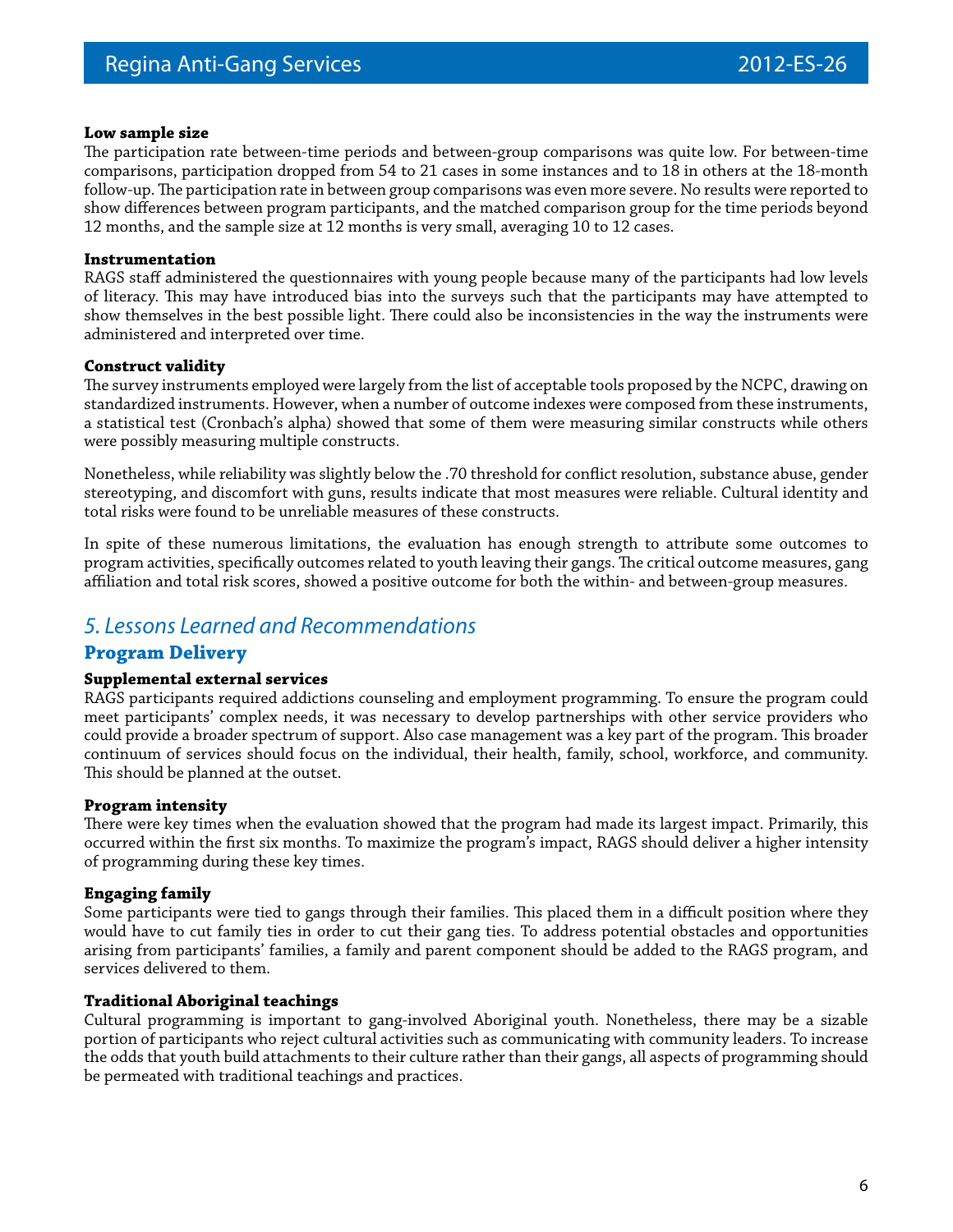**Low sample size**

The participation rate between-time periods and between-group comparisons was quite low. For between-time comparisons, participation dropped from 54 to 21 cases in some instances and to 18 in others at the 18-month follow-up. The participation rate in between group comparisons was even more severe. No results were reported to show differences between program participants, and the matched comparison group for the time periods beyond 12 months, and the sample size at 12 months is very small, averaging 10 to 12 cases.

**Instrumentation**

RAGS staff administered the questionnaires with young people because many of the participants had low levels of literacy. This may have introduced bias into the surveys such that the participants may have attempted to show themselves in the best possible light. There could also be inconsistencies in the way the instruments were administered and interpreted over time.

**Construct validity**

The survey instruments employed were largely from the list of acceptable tools proposed by the NCPC, drawing on standardized instruments. However, when a number of outcome indexes were composed from these instruments, a statistical test (Cronbach's alpha) showed that some of them were measuring similar constructs while others were possibly measuring multiple constructs.

Nonetheless, while reliability was slightly below the .70 threshold for conflict resolution, substance abuse, gender stereotyping, and discomfort with guns, results indicate that most measures were reliable. Cultural identity and total risks were found to be unreliable measures of these constructs.

In spite of these numerous limitations, the evaluation has enough strength to attribute some outcomes to program activities, specifically outcomes related to youth leaving their gangs. The critical outcome measures, gang affiliation and total risk scores, showed a positive outcome for both the within- and between-group measures.

## *5. Lessons Learned and Recommendations*

### Program Delivery

**Supplemental external services**

RAGS participants required addictions counseling and employment programming. To ensure the program could meet participants' complex needs, it was necessary to develop partnerships with other service providers who could provide a broader spectrum of support. Also case management was a key part of the program. This broader continuum of services should focus on the individual, their health, family, school, workforce, and community. This should be planned at the outset.

**Program intensity**

There were key times when the evaluation showed that the program had made its largest impact. Primarily, this occurred within the first six months. To maximize the program's impact, RAGS should deliver a higher intensity of programming during these key times.

**Engaging family**

Some participants were tied to gangs through their families. This placed them in a difficult position where they would have to cut family ties in order to cut their gang ties. To address potential obstacles and opportunities arising from participants' families, a family and parent component should be added to the RAGS program, and services delivered to them.

**Traditional Aboriginal teachings**

Cultural programming is important to gang-involved Aboriginal youth. Nonetheless, there may be a sizable portion of participants who reject cultural activities such as communicating with community leaders. To increase the odds that youth build attachments to their culture rather than their gangs, all aspects of programming should be permeated with traditional teachings and practices.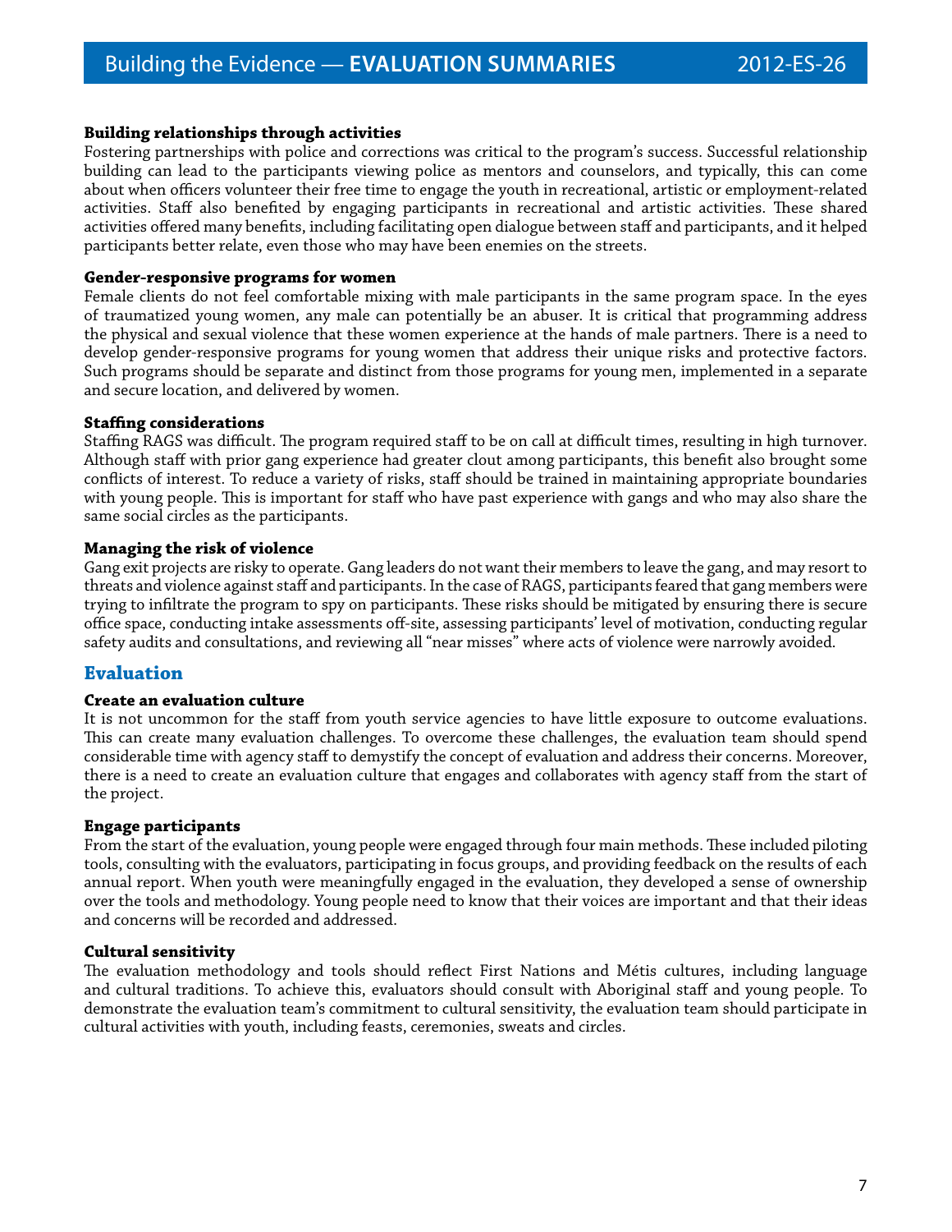**Building relationships through activities**

Fostering partnerships with police and corrections was critical to the program's success. Successful relationship building can lead to the participants viewing police as mentors and counselors, and typically, this can come about when officers volunteer their free time to engage the youth in recreational, artistic or employment-related activities. Staff also benefited by engaging participants in recreational and artistic activities. These shared activities offered many benefits, including facilitating open dialogue between staff and participants, and it helped participants better relate, even those who may have been enemies on the streets.

**Gender-responsive programs for women**

Female clients do not feel comfortable mixing with male participants in the same program space. In the eyes of traumatized young women, any male can potentially be an abuser. It is critical that programming address the physical and sexual violence that these women experience at the hands of male partners. There is a need to develop gender-responsive programs for young women that address their unique risks and protective factors. Such programs should be separate and distinct from those programs for young men, implemented in a separate and secure location, and delivered by women.

**Staffing considerations**

Staffing RAGS was difficult. The program required staff to be on call at difficult times, resulting in high turnover. Although staff with prior gang experience had greater clout among participants, this benefit also brought some conflicts of interest. To reduce a variety of risks, staff should be trained in maintaining appropriate boundaries with young people. This is important for staff who have past experience with gangs and who may also share the same social circles as the participants.

**Managing the risk of violence**

Gang exit projects are risky to operate. Gang leaders do not want their members to leave the gang, and may resort to threats and violence against staff and participants. In the case of RAGS, participants feared that gang members were trying to infiltrate the program to spy on participants. These risks should be mitigated by ensuring there is secure office space, conducting intake assessments off-site, assessing participants' level of motivation, conducting regular safety audits and consultations, and reviewing all "near misses" where acts of violence were narrowly avoided.

## Evaluation

**Create an evaluation culture**

It is not uncommon for the staff from youth service agencies to have little exposure to outcome evaluations. This can create many evaluation challenges. To overcome these challenges, the evaluation team should spend considerable time with agency staff to demystify the concept of evaluation and address their concerns. Moreover, there is a need to create an evaluation culture that engages and collaborates with agency staff from the start of the project.

**Engage participants**

From the start of the evaluation, young people were engaged through four main methods. These included piloting tools, consulting with the evaluators, participating in focus groups, and providing feedback on the results of each annual report. When youth were meaningfully engaged in the evaluation, they developed a sense of ownership over the tools and methodology. Young people need to know that their voices are important and that their ideas and concerns will be recorded and addressed.

**Cultural sensitivity**

The evaluation methodology and tools should reflect First Nations and Métis cultures, including language and cultural traditions. To achieve this, evaluators should consult with Aboriginal staff and young people. To demonstrate the evaluation team's commitment to cultural sensitivity, the evaluation team should participate in cultural activities with youth, including feasts, ceremonies, sweats and circles.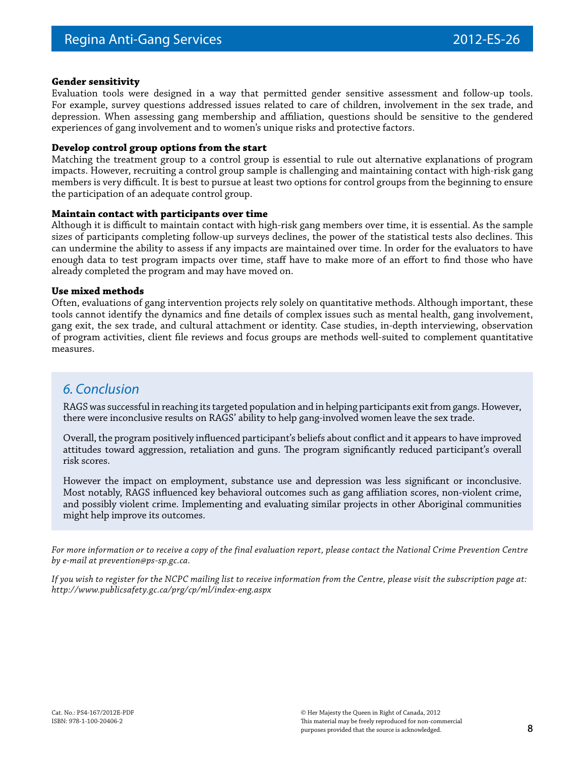**Gender sensitivity**

Evaluation tools were designed in a way that permitted gender sensitive assessment and follow-up tools. For example, survey questions addressed issues related to care of children, involvement in the sex trade, and depression. When assessing gang membership and affiliation, questions should be sensitive to the gendered experiences of gang involvement and to women's unique risks and protective factors.

**Develop control group options from the start**

Matching the treatment group to a control group is essential to rule out alternative explanations of program impacts. However, recruiting a control group sample is challenging and maintaining contact with high-risk gang members is very difficult. It is best to pursue at least two options for control groups from the beginning to ensure the participation of an adequate control group.

**Maintain contact with participants over time**

Although it is difficult to maintain contact with high-risk gang members over time, it is essential. As the sample sizes of participants completing follow-up surveys declines, the power of the statistical tests also declines. This can undermine the ability to assess if any impacts are maintained over time. In order for the evaluators to have enough data to test program impacts over time, staff have to make more of an effort to find those who have already completed the program and may have moved on.

**Use mixed methods**

Often, evaluations of gang intervention projects rely solely on quantitative methods. Although important, these tools cannot identify the dynamics and fine details of complex issues such as mental health, gang involvement, gang exit, the sex trade, and cultural attachment or identity. Case studies, in-depth interviewing, observation of program activities, client file reviews and focus groups are methods well-suited to complement quantitative measures.

## 6. Conclusion

RAGS was successful in reaching its targeted population and in helping participants exit from gangs. However, there were inconclusive results on RAGS' ability to help gang-involved women leave the sex trade.

Overall, the program positively influenced participant's beliefs about conflict and it appears to have improved attitudes toward aggression, retaliation and guns. The program significantly reduced participant's overall risk scores.

However the impact on employment, substance use and depression was less significant or inconclusive. Most notably, RAGS influenced key behavioral outcomes such as gang affiliation scores, non-violent crime, and possibly violent crime. Implementing and evaluating similar projects in other Aboriginal communities might help improve its outcomes.

*For more information or to receive a copy of the final evaluation report, please contact the National Crime Prevention Centre by e-mail at prevention@ps-sp.gc.ca.*

*If you wish to register for the NCPC mailing list to receive information from the Centre, please visit the subscription page at: http://www.publicsafety.gc.ca/prg/cp/ml/index-eng.aspx*

Cat. No.: PS4-167/2012E-PDF
ISBN: 978-1-100-20406-2

© Her Majesty the Queen in Right of Canada, 2012
This material may be freely reproduced for non-commercial purposes provided that the source is acknowledged.